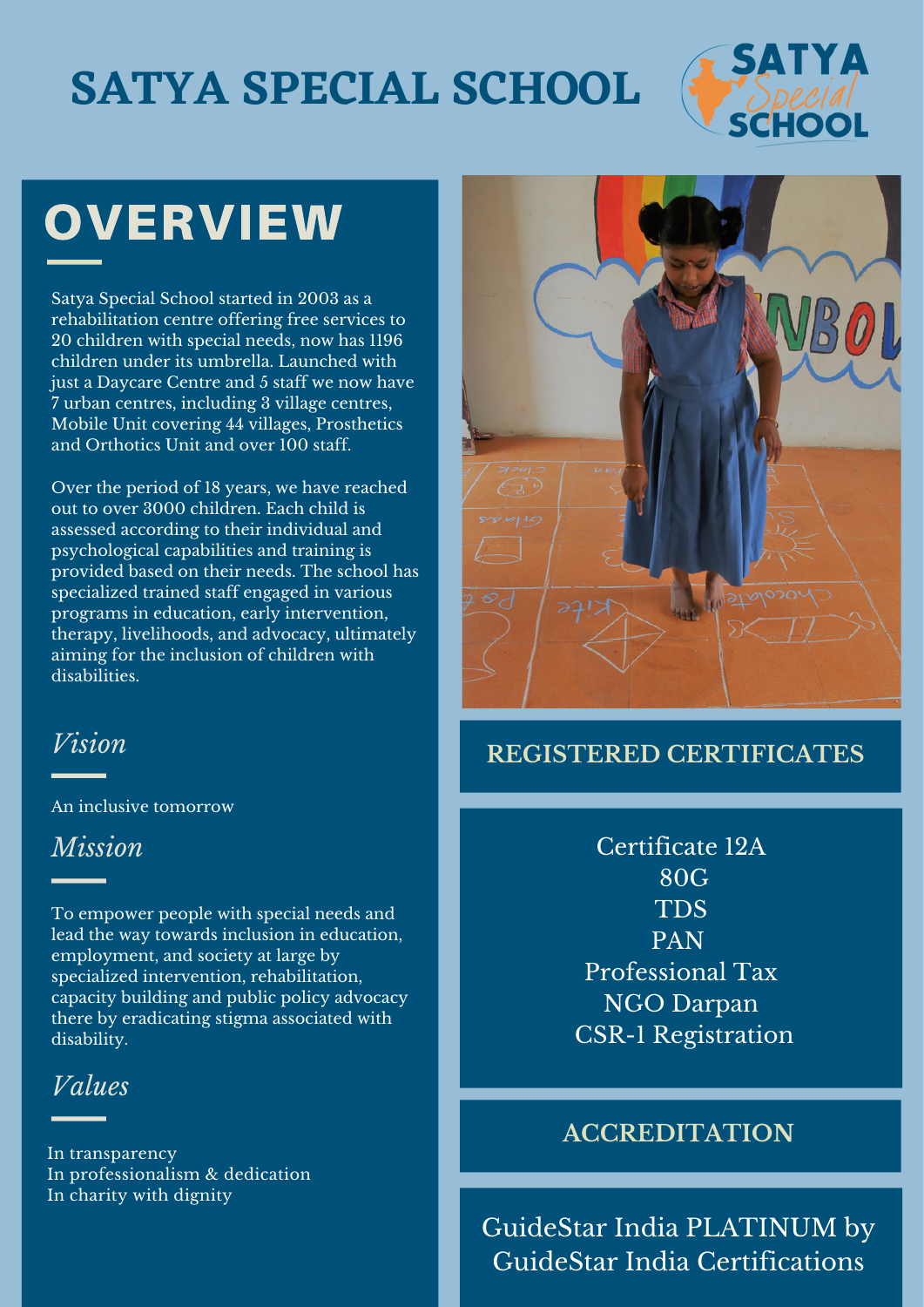# SATYA SPECIAL SCHOOL

## OVERVIEW

Satya Special School started in 2003 as a rehabilitation centre offering free services to 20 children with special needs, now has 1196 children under its umbrella. Launched with just a Daycare Centre and 5 staff we now have 7 urban centres, including 3 village centres, Mobile Unit covering 44 villages, Prosthetics and Orthotics Unit and over 100 staff.

Over the period of 18 years, we have reached out to over 3000 children. Each child is assessed according to their individual and psychological capabilities and training is provided based on their needs. The school has specialized trained staff engaged in various programs in education, early intervention, therapy, livelihoods, and advocacy, ultimately aiming for the inclusion of children with disabilities.

### *Vision*

An inclusive tomorrow

### *Mission*

To empower people with special needs and lead the way towards inclusion in education, employment, and society at large by specialized intervention, rehabilitation, capacity building and public policy advocacy there by eradicating stigma associated with disability.

### *Values*

In transparency
In professionalism & dedication
In charity with dignity

## REGISTERED CERTIFICATES

Certificate 12A
80G
TDS
PAN
Professional Tax
NGO Darpan
CSR-1 Registration

## ACCREDITATION

GuideStar India PLATINUM by GuideStar India Certifications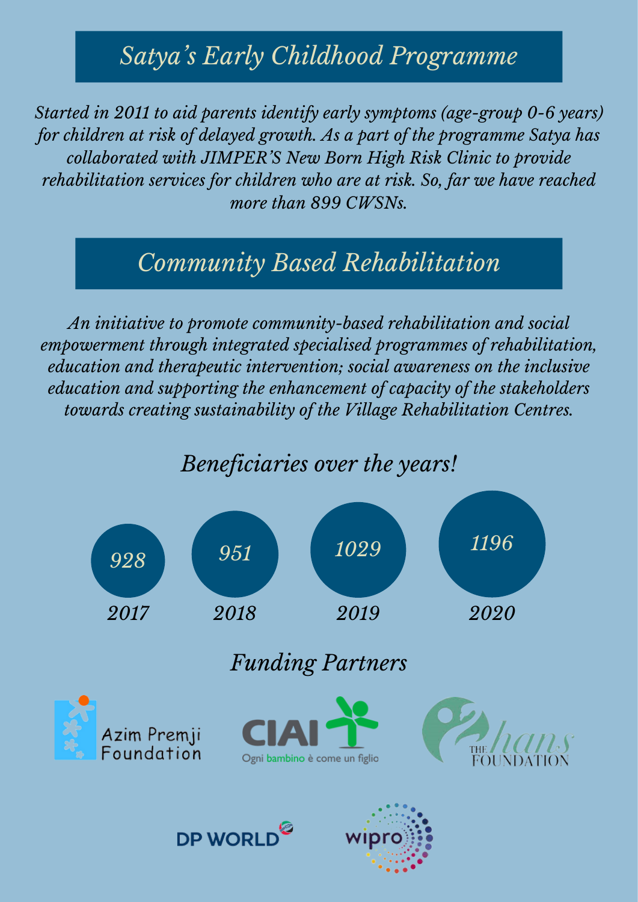# *Satya's Early Childhood Programme*

*Started in 2011 to aid parents identify early symptoms (age-group 0-6 years) for children at risk of delayed growth. As a part of the programme Satya has collaborated with JIMPER'S New Born High Risk Clinic to provide rehabilitation services for children who are at risk. So, far we have reached more than 899 CWSNs.*

# *Community Based Rehabilitation*

*An initiative to promote community-based rehabilitation and social empowerment through integrated specialised programmes of rehabilitation, education and therapeutic intervention; social awareness on the inclusive education and supporting the enhancement of capacity of the stakeholders towards creating sustainability of the Village Rehabilitation Centres.*

## *Beneficiaries over the years!*

928
2017

951
2018

1029
2019

1196
2020

## *Funding Partners*

Azim Premji Foundation

CIAI
Ogni bambino è come un figlio

The Hans Foundation

DP WORLD

wipro